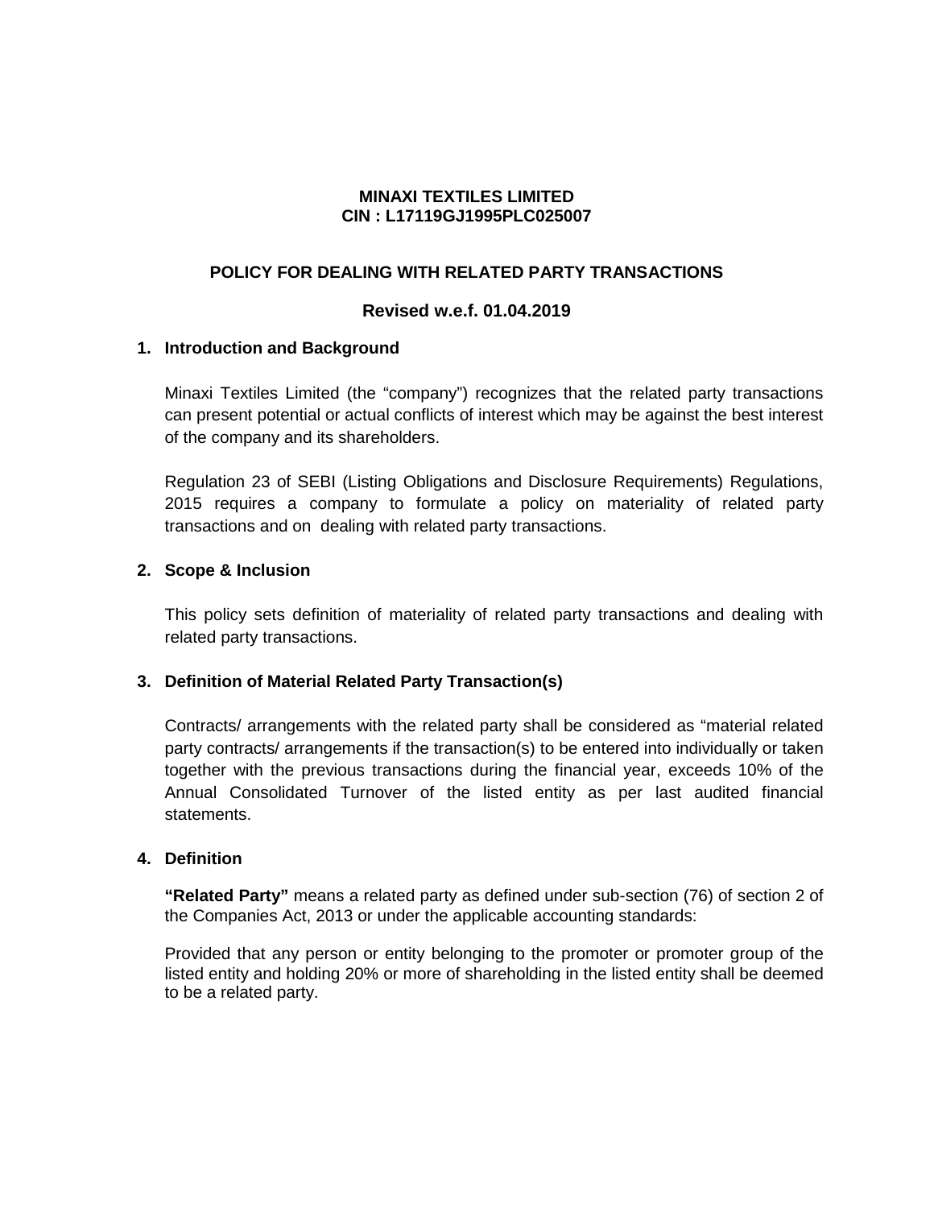**MINAXI TEXTILES LIMITED**
**CIN : L17119GJ1995PLC025007**

# POLICY FOR DEALING WITH RELATED PARTY TRANSACTIONS

**Revised w.e.f. 01.04.2019**

## 1. Introduction and Background

Minaxi Textiles Limited (the "company") recognizes that the related party transactions can present potential or actual conflicts of interest which may be against the best interest of the company and its shareholders.

Regulation 23 of SEBI (Listing Obligations and Disclosure Requirements) Regulations, 2015 requires a company to formulate a policy on materiality of related party transactions and on dealing with related party transactions.

## 2. Scope & Inclusion

This policy sets definition of materiality of related party transactions and dealing with related party transactions.

## 3. Definition of Material Related Party Transaction(s)

Contracts/ arrangements with the related party shall be considered as "material related party contracts/ arrangements if the transaction(s) to be entered into individually or taken together with the previous transactions during the financial year, exceeds 10% of the Annual Consolidated Turnover of the listed entity as per last audited financial statements.

## 4. Definition

**"Related Party"** means a related party as defined under sub-section (76) of section 2 of the Companies Act, 2013 or under the applicable accounting standards:

Provided that any person or entity belonging to the promoter or promoter group of the listed entity and holding 20% or more of shareholding in the listed entity shall be deemed to be a related party.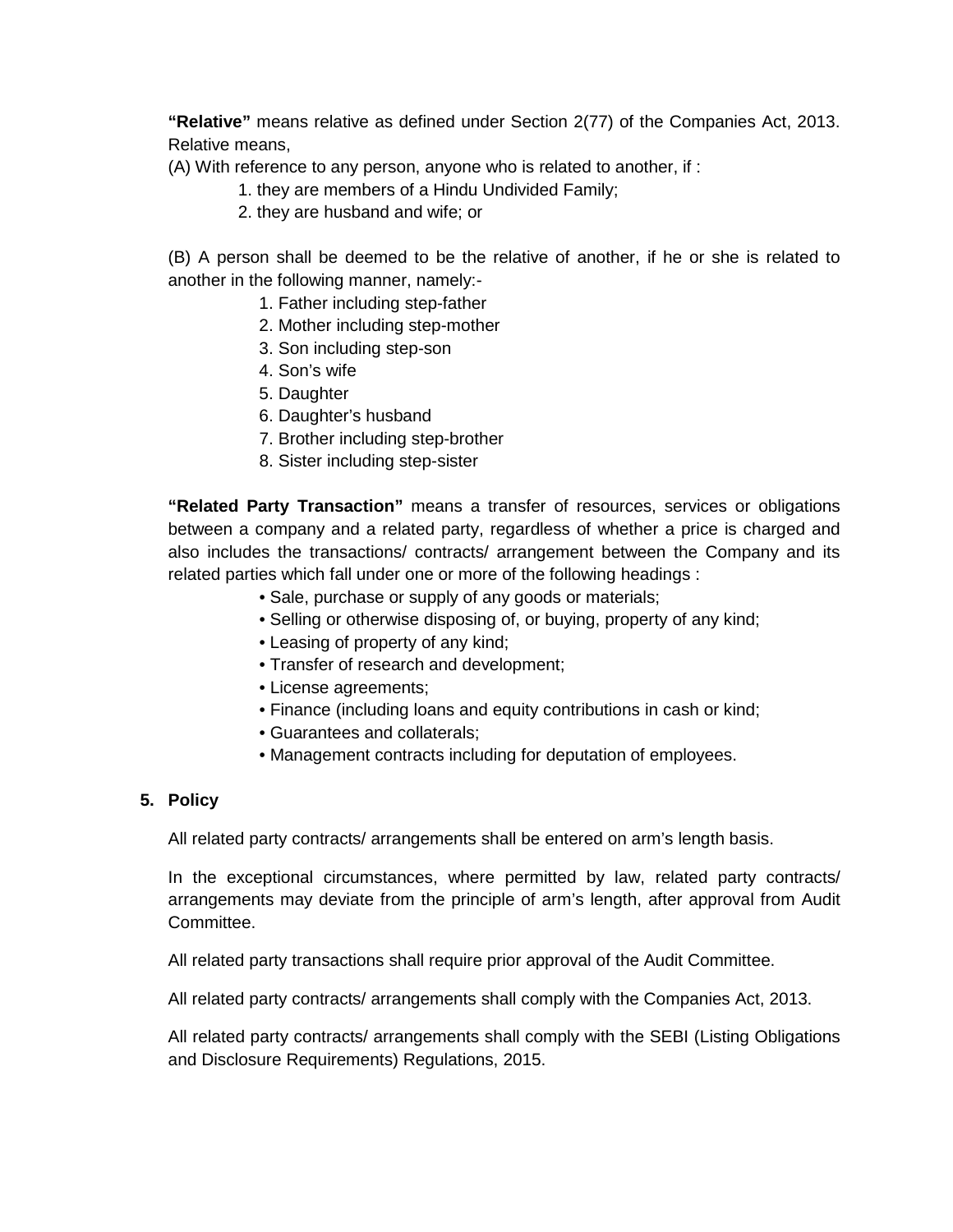**"Relative"** means relative as defined under Section 2(77) of the Companies Act, 2013. Relative means,

(A) With reference to any person, anyone who is related to another, if :

1. they are members of a Hindu Undivided Family;
2. they are husband and wife; or

(B) A person shall be deemed to be the relative of another, if he or she is related to another in the following manner, namely:-

1. Father including step-father
2. Mother including step-mother
3. Son including step-son
4. Son's wife
5. Daughter
6. Daughter's husband
7. Brother including step-brother
8. Sister including step-sister

**"Related Party Transaction"** means a transfer of resources, services or obligations between a company and a related party, regardless of whether a price is charged and also includes the transactions/ contracts/ arrangement between the Company and its related parties which fall under one or more of the following headings :

- Sale, purchase or supply of any goods or materials;
- Selling or otherwise disposing of, or buying, property of any kind;
- Leasing of property of any kind;
- Transfer of research and development;
- License agreements;
- Finance (including loans and equity contributions in cash or kind;
- Guarantees and collaterals;
- Management contracts including for deputation of employees.

## 5. Policy

All related party contracts/ arrangements shall be entered on arm's length basis.

In the exceptional circumstances, where permitted by law, related party contracts/ arrangements may deviate from the principle of arm's length, after approval from Audit Committee.

All related party transactions shall require prior approval of the Audit Committee.

All related party contracts/ arrangements shall comply with the Companies Act, 2013.

All related party contracts/ arrangements shall comply with the SEBI (Listing Obligations and Disclosure Requirements) Regulations, 2015.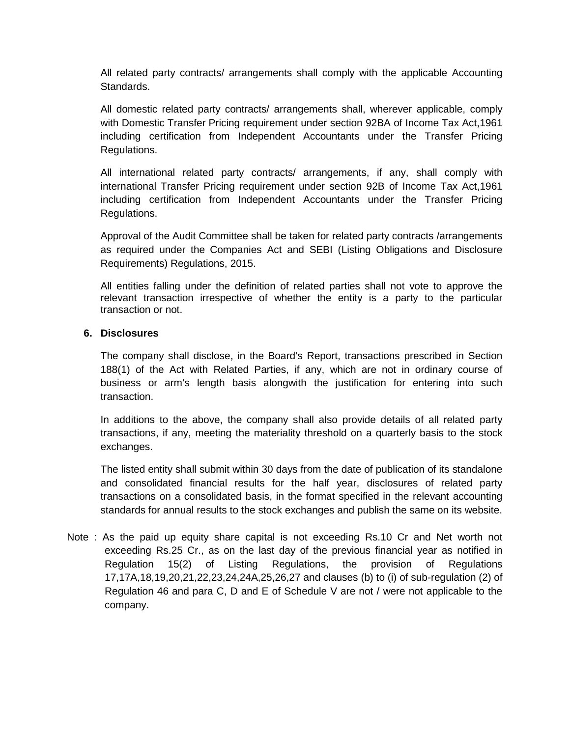All related party contracts/ arrangements shall comply with the applicable Accounting Standards.

All domestic related party contracts/ arrangements shall, wherever applicable, comply with Domestic Transfer Pricing requirement under section 92BA of Income Tax Act,1961 including certification from Independent Accountants under the Transfer Pricing Regulations.

All international related party contracts/ arrangements, if any, shall comply with international Transfer Pricing requirement under section 92B of Income Tax Act,1961 including certification from Independent Accountants under the Transfer Pricing Regulations.

Approval of the Audit Committee shall be taken for related party contracts /arrangements as required under the Companies Act and SEBI (Listing Obligations and Disclosure Requirements) Regulations, 2015.

All entities falling under the definition of related parties shall not vote to approve the relevant transaction irrespective of whether the entity is a party to the particular transaction or not.

**6. Disclosures**

The company shall disclose, in the Board's Report, transactions prescribed in Section 188(1) of the Act with Related Parties, if any, which are not in ordinary course of business or arm's length basis alongwith the justification for entering into such transaction.

In additions to the above, the company shall also provide details of all related party transactions, if any, meeting the materiality threshold on a quarterly basis to the stock exchanges.

The listed entity shall submit within 30 days from the date of publication of its standalone and consolidated financial results for the half year, disclosures of related party transactions on a consolidated basis, in the format specified in the relevant accounting standards for annual results to the stock exchanges and publish the same on its website.

Note : As the paid up equity share capital is not exceeding Rs.10 Cr and Net worth not exceeding Rs.25 Cr., as on the last day of the previous financial year as notified in Regulation 15(2) of Listing Regulations, the provision of Regulations 17,17A,18,19,20,21,22,23,24,24A,25,26,27 and clauses (b) to (i) of sub-regulation (2) of Regulation 46 and para C, D and E of Schedule V are not / were not applicable to the company.